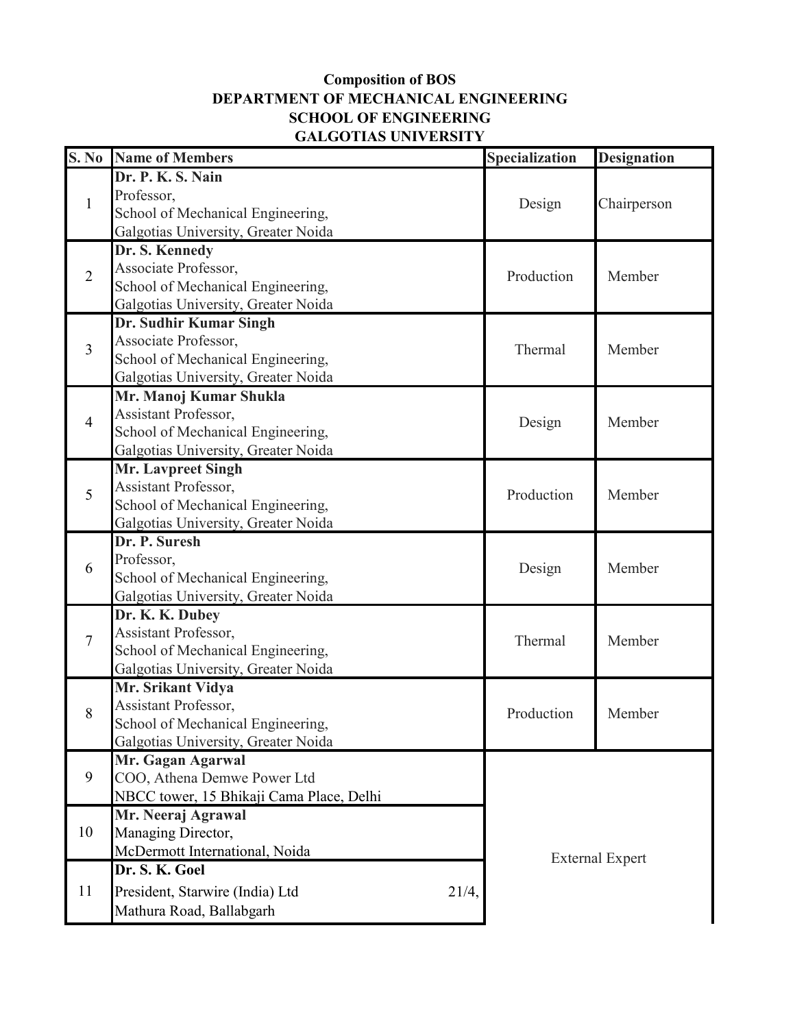**Composition of BOS**
**DEPARTMENT OF MECHANICAL ENGINEERING**
**SCHOOL OF ENGINEERING**
**GALGOTIAS UNIVERSITY**

| S. No | Name of Members | Specialization | Designation |
|---|---|---|---|
| 1 | **Dr. P. K. S. Nain**<br>Professor,<br>School of Mechanical Engineering,<br>Galgotias University, Greater Noida | Design | Chairperson |
| 2 | **Dr. S. Kennedy**<br>Associate Professor,<br>School of Mechanical Engineering,<br>Galgotias University, Greater Noida | Production | Member |
| 3 | **Dr. Sudhir Kumar Singh**<br>Associate Professor,<br>School of Mechanical Engineering,<br>Galgotias University, Greater Noida | Thermal | Member |
| 4 | **Mr. Manoj Kumar Shukla**<br>Assistant Professor,<br>School of Mechanical Engineering,<br>Galgotias University, Greater Noida | Design | Member |
| 5 | **Mr. Lavpreet Singh**<br>Assistant Professor,<br>School of Mechanical Engineering,<br>Galgotias University, Greater Noida | Production | Member |
| 6 | **Dr. P. Suresh**<br>Professor,<br>School of Mechanical Engineering,<br>Galgotias University, Greater Noida | Design | Member |
| 7 | **Dr. K. K. Dubey**<br>Assistant Professor,<br>School of Mechanical Engineering,<br>Galgotias University, Greater Noida | Thermal | Member |
| 8 | **Mr. Srikant Vidya**<br>Assistant Professor,<br>School of Mechanical Engineering,<br>Galgotias University, Greater Noida | Production | Member |
| 9 | **Mr. Gagan Agarwal**<br>COO, Athena Demwe Power Ltd<br>NBCC tower, 15 Bhikaji Cama Place, Delhi | External Expert | |
| 10 | **Mr. Neeraj Agrawal**<br>Managing Director,<br>McDermott International, Noida | External Expert | |
| 11 | **Dr. S. K. Goel**<br>President, Starwire (India) Ltd 21/4,<br>Mathura Road, Ballabgarh | External Expert | |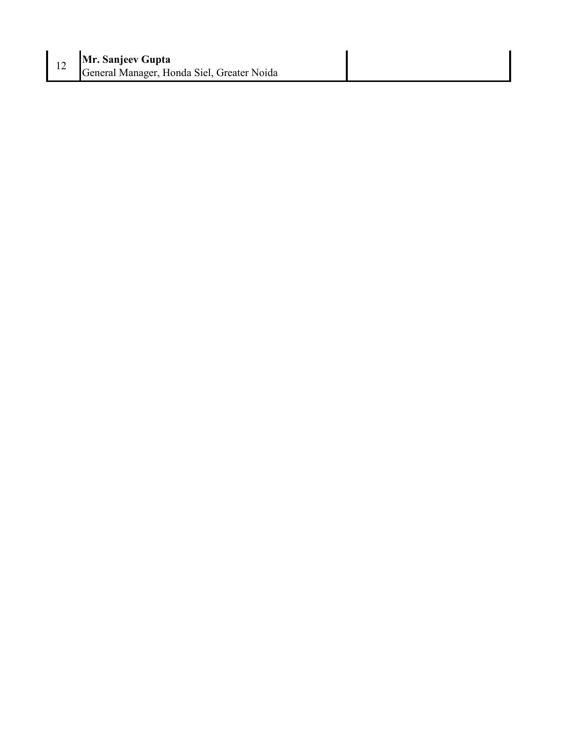| | | |
|---|---|---|
| 12 | **Mr. Sanjeev Gupta**<br>General Manager, Honda Siel, Greater Noida | |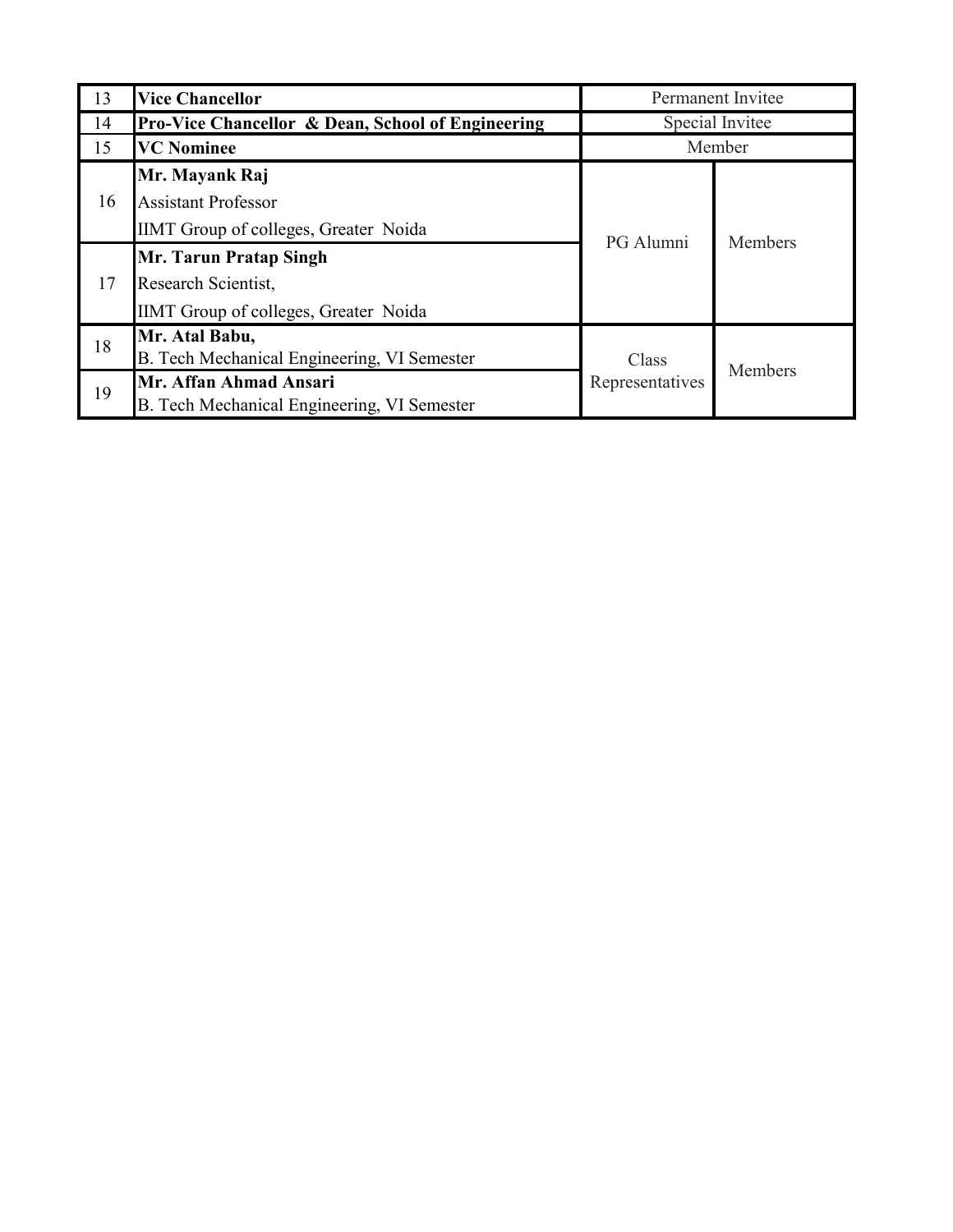| | | | |
|---|---|---|---|
| 13 | **Vice Chancellor** | Permanent Invitee | |
| 14 | **Pro-Vice Chancellor & Dean, School of Engineering** | Special Invitee | |
| 15 | **VC Nominee** | Member | |
| 16 | **Mr. Mayank Raj**<br>Assistant Professor<br>IIMT Group of colleges, Greater Noida | PG Alumni | Members |
| 17 | **Mr. Tarun Pratap Singh**<br>Research Scientist,<br>IIMT Group of colleges, Greater Noida | | |
| 18 | **Mr. Atal Babu,**<br>B. Tech Mechanical Engineering, VI Semester | Class Representatives | Members |
| 19 | **Mr. Affan Ahmad Ansari**<br>B. Tech Mechanical Engineering, VI Semester | | |